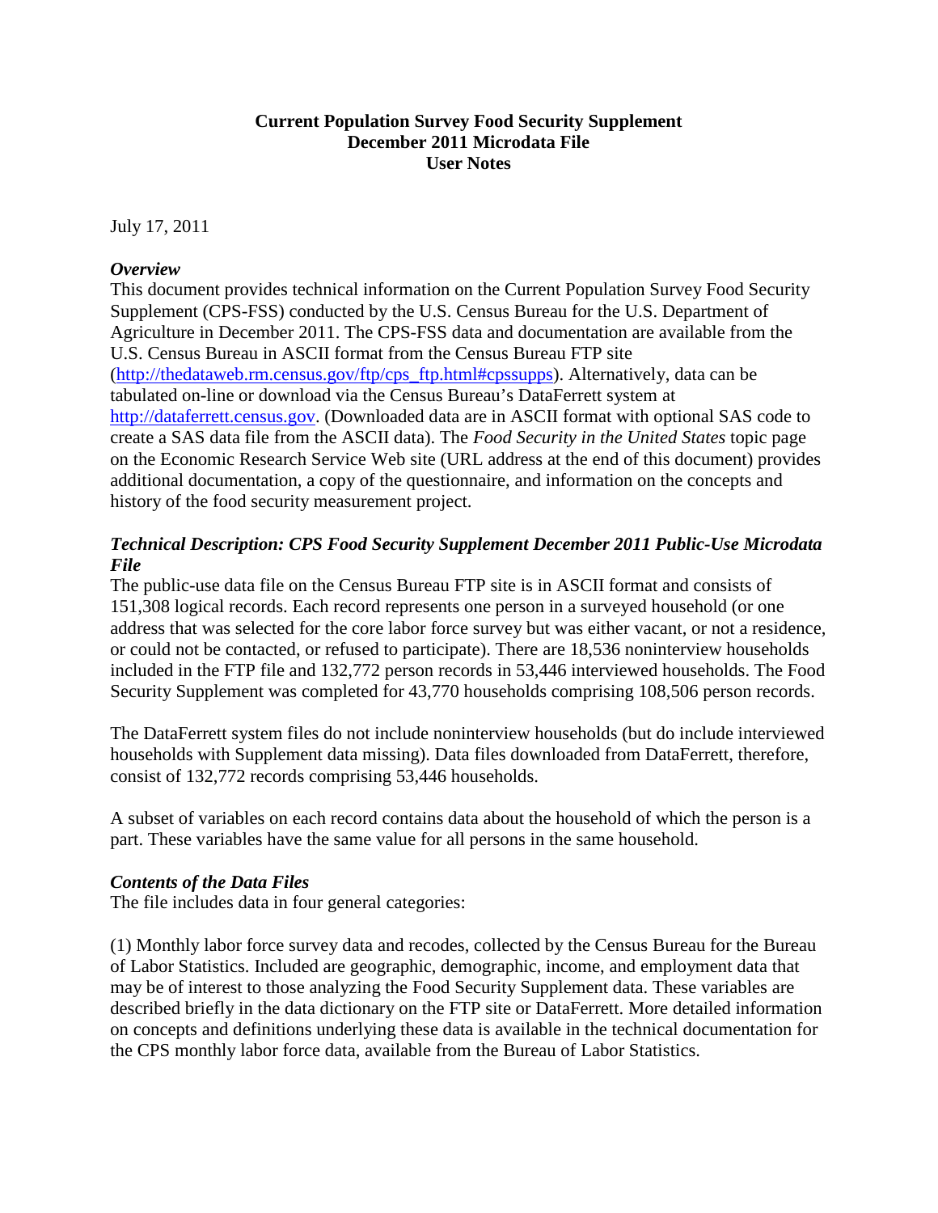**Current Population Survey Food Security Supplement**
**December 2011 Microdata File**
**User Notes**

July 17, 2011

### *Overview*

This document provides technical information on the Current Population Survey Food Security Supplement (CPS-FSS) conducted by the U.S. Census Bureau for the U.S. Department of Agriculture in December 2011. The CPS-FSS data and documentation are available from the U.S. Census Bureau in ASCII format from the Census Bureau FTP site (http://thedataweb.rm.census.gov/ftp/cps_ftp.html#cpssupps). Alternatively, data can be tabulated on-line or download via the Census Bureau's DataFerrett system at http://dataferrett.census.gov. (Downloaded data are in ASCII format with optional SAS code to create a SAS data file from the ASCII data). The *Food Security in the United States* topic page on the Economic Research Service Web site (URL address at the end of this document) provides additional documentation, a copy of the questionnaire, and information on the concepts and history of the food security measurement project.

### *Technical Description: CPS Food Security Supplement December 2011 Public-Use Microdata File*

The public-use data file on the Census Bureau FTP site is in ASCII format and consists of 151,308 logical records. Each record represents one person in a surveyed household (or one address that was selected for the core labor force survey but was either vacant, or not a residence, or could not be contacted, or refused to participate). There are 18,536 noninterview households included in the FTP file and 132,772 person records in 53,446 interviewed households. The Food Security Supplement was completed for 43,770 households comprising 108,506 person records.

The DataFerrett system files do not include noninterview households (but do include interviewed households with Supplement data missing). Data files downloaded from DataFerrett, therefore, consist of 132,772 records comprising 53,446 households.

A subset of variables on each record contains data about the household of which the person is a part. These variables have the same value for all persons in the same household.

### *Contents of the Data Files*

The file includes data in four general categories:

(1) Monthly labor force survey data and recodes, collected by the Census Bureau for the Bureau of Labor Statistics. Included are geographic, demographic, income, and employment data that may be of interest to those analyzing the Food Security Supplement data. These variables are described briefly in the data dictionary on the FTP site or DataFerrett. More detailed information on concepts and definitions underlying these data is available in the technical documentation for the CPS monthly labor force data, available from the Bureau of Labor Statistics.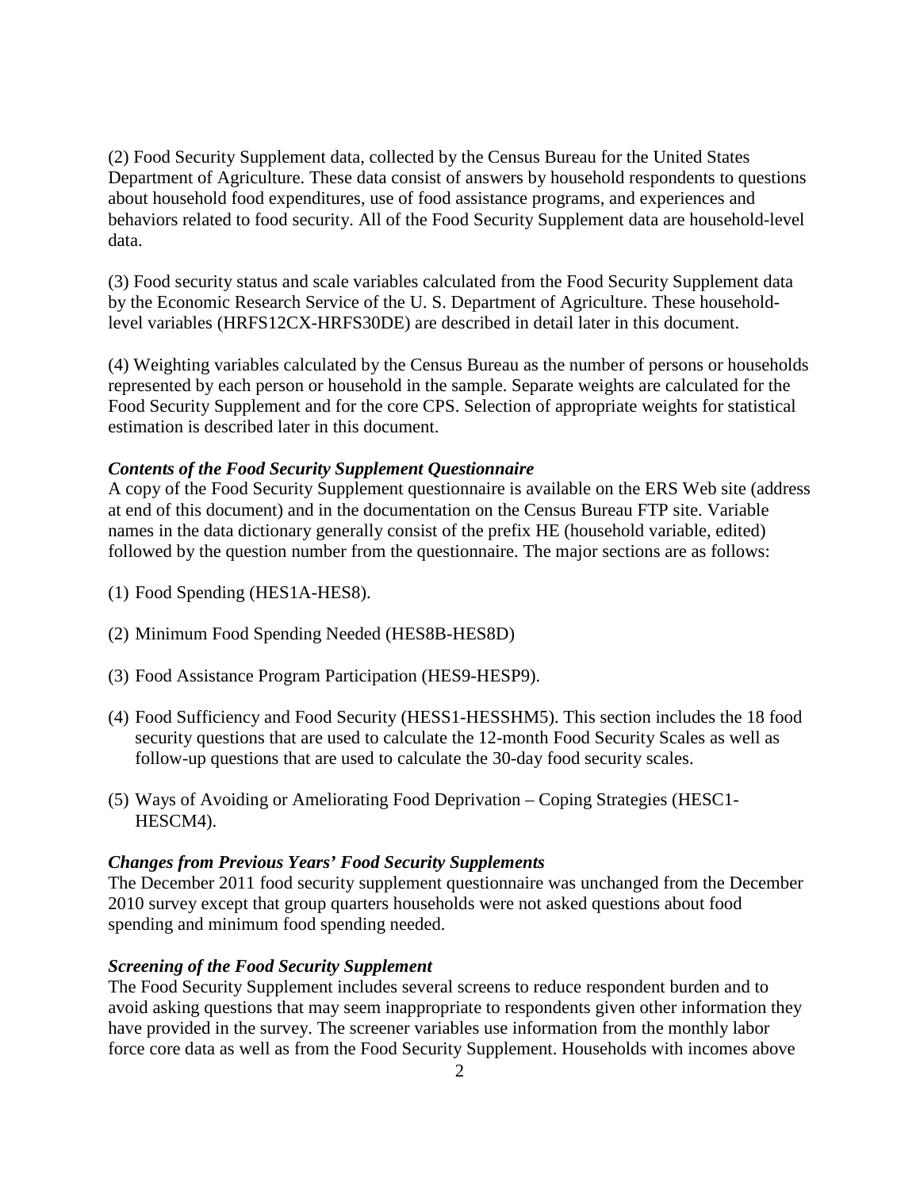(2) Food Security Supplement data, collected by the Census Bureau for the United States Department of Agriculture. These data consist of answers by household respondents to questions about household food expenditures, use of food assistance programs, and experiences and behaviors related to food security. All of the Food Security Supplement data are household-level data.

(3) Food security status and scale variables calculated from the Food Security Supplement data by the Economic Research Service of the U. S. Department of Agriculture. These household-level variables (HRFS12CX-HRFS30DE) are described in detail later in this document.

(4) Weighting variables calculated by the Census Bureau as the number of persons or households represented by each person or household in the sample. Separate weights are calculated for the Food Security Supplement and for the core CPS. Selection of appropriate weights for statistical estimation is described later in this document.

***Contents of the Food Security Supplement Questionnaire***

A copy of the Food Security Supplement questionnaire is available on the ERS Web site (address at end of this document) and in the documentation on the Census Bureau FTP site. Variable names in the data dictionary generally consist of the prefix HE (household variable, edited) followed by the question number from the questionnaire. The major sections are as follows:

(1) Food Spending (HES1A-HES8).

(2) Minimum Food Spending Needed (HES8B-HES8D)

(3) Food Assistance Program Participation (HES9-HESP9).

(4) Food Sufficiency and Food Security (HESS1-HESSHM5). This section includes the 18 food security questions that are used to calculate the 12-month Food Security Scales as well as follow-up questions that are used to calculate the 30-day food security scales.

(5) Ways of Avoiding or Ameliorating Food Deprivation – Coping Strategies (HESC1-HESCM4).

***Changes from Previous Years' Food Security Supplements***

The December 2011 food security supplement questionnaire was unchanged from the December 2010 survey except that group quarters households were not asked questions about food spending and minimum food spending needed.

***Screening of the Food Security Supplement***

The Food Security Supplement includes several screens to reduce respondent burden and to avoid asking questions that may seem inappropriate to respondents given other information they have provided in the survey. The screener variables use information from the monthly labor force core data as well as from the Food Security Supplement. Households with incomes above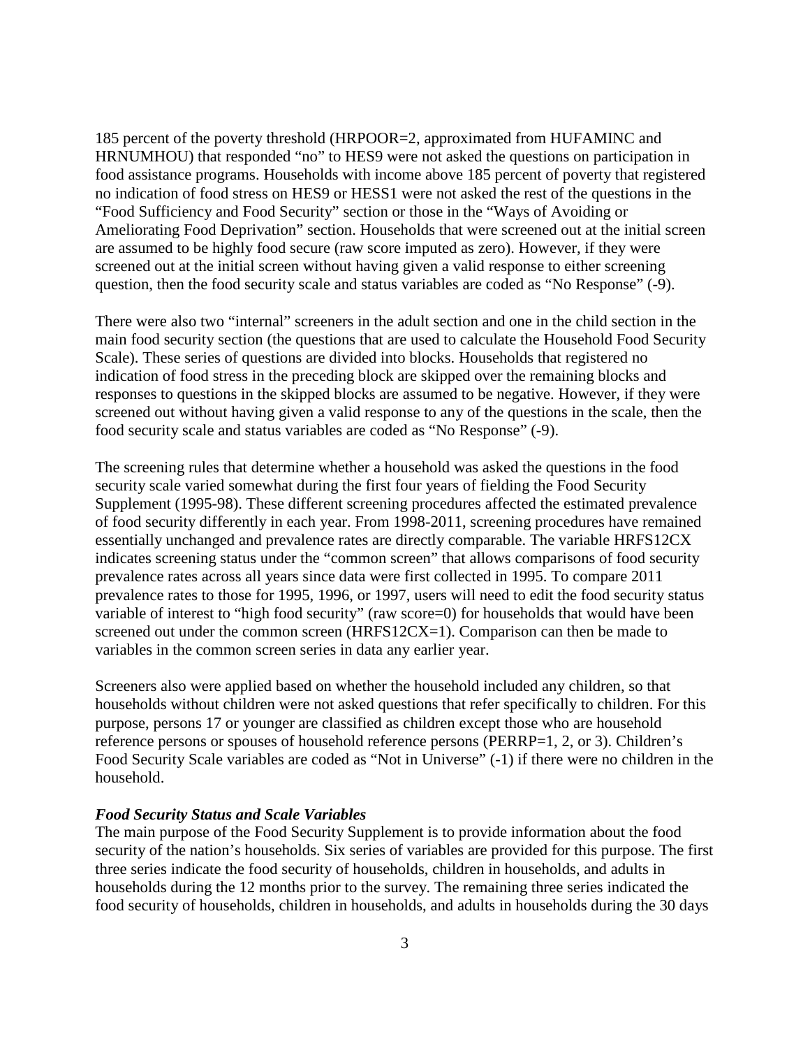185 percent of the poverty threshold (HRPOOR=2, approximated from HUFAMINC and HRNUMHOU) that responded "no" to HES9 were not asked the questions on participation in food assistance programs. Households with income above 185 percent of poverty that registered no indication of food stress on HES9 or HESS1 were not asked the rest of the questions in the "Food Sufficiency and Food Security" section or those in the "Ways of Avoiding or Ameliorating Food Deprivation" section. Households that were screened out at the initial screen are assumed to be highly food secure (raw score imputed as zero). However, if they were screened out at the initial screen without having given a valid response to either screening question, then the food security scale and status variables are coded as "No Response" (-9).

There were also two "internal" screeners in the adult section and one in the child section in the main food security section (the questions that are used to calculate the Household Food Security Scale). These series of questions are divided into blocks. Households that registered no indication of food stress in the preceding block are skipped over the remaining blocks and responses to questions in the skipped blocks are assumed to be negative. However, if they were screened out without having given a valid response to any of the questions in the scale, then the food security scale and status variables are coded as "No Response" (-9).

The screening rules that determine whether a household was asked the questions in the food security scale varied somewhat during the first four years of fielding the Food Security Supplement (1995-98). These different screening procedures affected the estimated prevalence of food security differently in each year. From 1998-2011, screening procedures have remained essentially unchanged and prevalence rates are directly comparable. The variable HRFS12CX indicates screening status under the "common screen" that allows comparisons of food security prevalence rates across all years since data were first collected in 1995. To compare 2011 prevalence rates to those for 1995, 1996, or 1997, users will need to edit the food security status variable of interest to "high food security" (raw score=0) for households that would have been screened out under the common screen (HRFS12CX=1). Comparison can then be made to variables in the common screen series in data any earlier year.

Screeners also were applied based on whether the household included any children, so that households without children were not asked questions that refer specifically to children. For this purpose, persons 17 or younger are classified as children except those who are household reference persons or spouses of household reference persons (PERRP=1, 2, or 3). Children's Food Security Scale variables are coded as "Not in Universe" (-1) if there were no children in the household.

***Food Security Status and Scale Variables***

The main purpose of the Food Security Supplement is to provide information about the food security of the nation's households. Six series of variables are provided for this purpose. The first three series indicate the food security of households, children in households, and adults in households during the 12 months prior to the survey. The remaining three series indicated the food security of households, children in households, and adults in households during the 30 days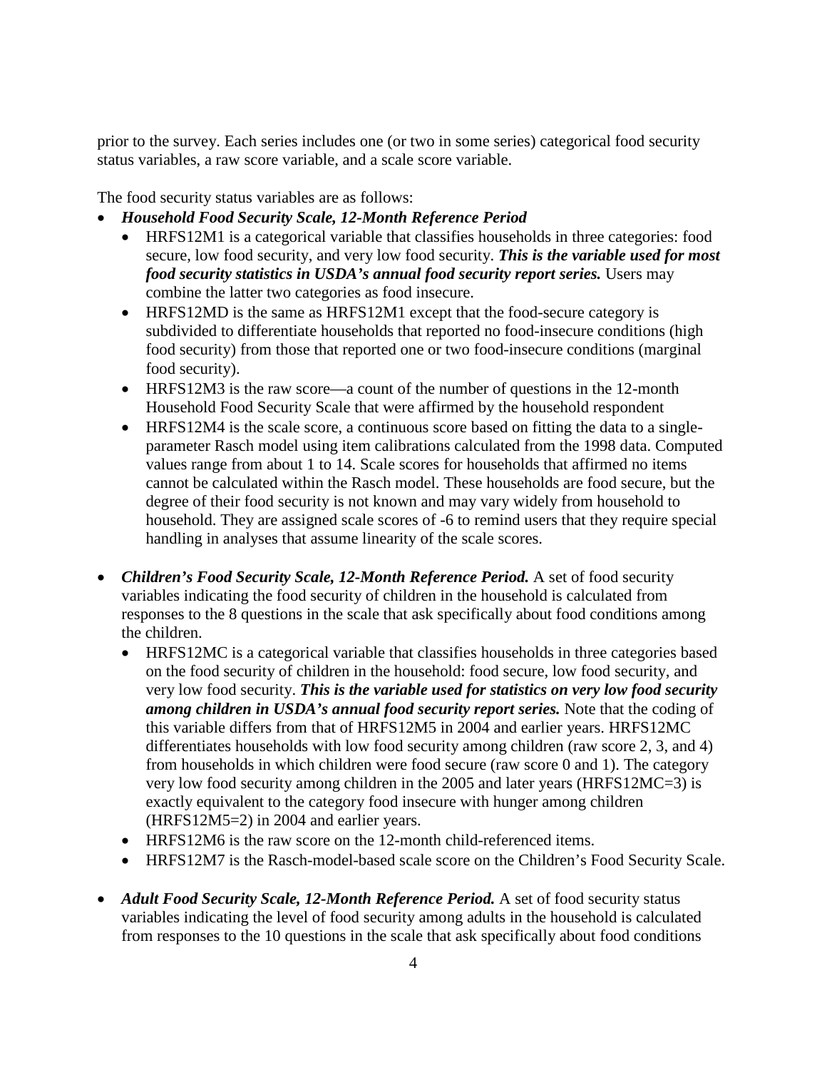prior to the survey. Each series includes one (or two in some series) categorical food security status variables, a raw score variable, and a scale score variable.

The food security status variables are as follows:

- ***Household Food Security Scale, 12-Month Reference Period***
  - HRFS12M1 is a categorical variable that classifies households in three categories: food secure, low food security, and very low food security. ***This is the variable used for most food security statistics in USDA's annual food security report series.*** Users may combine the latter two categories as food insecure.
  - HRFS12MD is the same as HRFS12M1 except that the food-secure category is subdivided to differentiate households that reported no food-insecure conditions (high food security) from those that reported one or two food-insecure conditions (marginal food security).
  - HRFS12M3 is the raw score—a count of the number of questions in the 12-month Household Food Security Scale that were affirmed by the household respondent
  - HRFS12M4 is the scale score, a continuous score based on fitting the data to a single-parameter Rasch model using item calibrations calculated from the 1998 data. Computed values range from about 1 to 14. Scale scores for households that affirmed no items cannot be calculated within the Rasch model. These households are food secure, but the degree of their food security is not known and may vary widely from household to household. They are assigned scale scores of -6 to remind users that they require special handling in analyses that assume linearity of the scale scores.

- ***Children's Food Security Scale, 12-Month Reference Period.*** A set of food security variables indicating the food security of children in the household is calculated from responses to the 8 questions in the scale that ask specifically about food conditions among the children.
  - HRFS12MC is a categorical variable that classifies households in three categories based on the food security of children in the household: food secure, low food security, and very low food security. ***This is the variable used for statistics on very low food security among children in USDA's annual food security report series.*** Note that the coding of this variable differs from that of HRFS12M5 in 2004 and earlier years. HRFS12MC differentiates households with low food security among children (raw score 2, 3, and 4) from households in which children were food secure (raw score 0 and 1). The category very low food security among children in the 2005 and later years (HRFS12MC=3) is exactly equivalent to the category food insecure with hunger among children (HRFS12M5=2) in 2004 and earlier years.
  - HRFS12M6 is the raw score on the 12-month child-referenced items.
  - HRFS12M7 is the Rasch-model-based scale score on the Children's Food Security Scale.

- ***Adult Food Security Scale, 12-Month Reference Period.*** A set of food security status variables indicating the level of food security among adults in the household is calculated from responses to the 10 questions in the scale that ask specifically about food conditions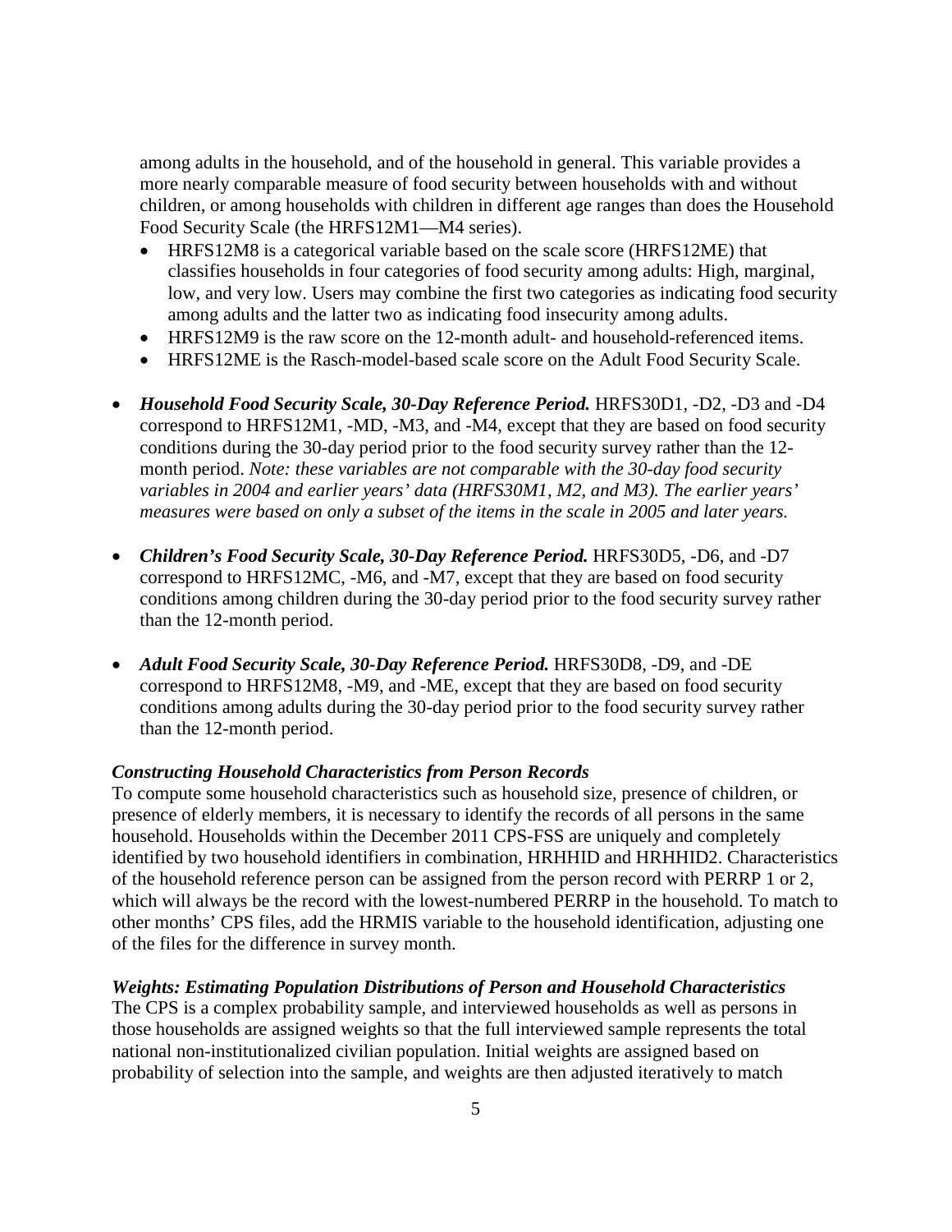among adults in the household, and of the household in general. This variable provides a more nearly comparable measure of food security between households with and without children, or among households with children in different age ranges than does the Household Food Security Scale (the HRFS12M1—M4 series).

- HRFS12M8 is a categorical variable based on the scale score (HRFS12ME) that classifies households in four categories of food security among adults: High, marginal, low, and very low. Users may combine the first two categories as indicating food security among adults and the latter two as indicating food insecurity among adults.
- HRFS12M9 is the raw score on the 12-month adult- and household-referenced items.
- HRFS12ME is the Rasch-model-based scale score on the Adult Food Security Scale.

- ***Household Food Security Scale, 30-Day Reference Period.*** HRFS30D1, -D2, -D3 and -D4 correspond to HRFS12M1, -MD, -M3, and -M4, except that they are based on food security conditions during the 30-day period prior to the food security survey rather than the 12-month period. *Note: these variables are not comparable with the 30-day food security variables in 2004 and earlier years' data (HRFS30M1, M2, and M3). The earlier years' measures were based on only a subset of the items in the scale in 2005 and later years.*

- ***Children's Food Security Scale, 30-Day Reference Period.*** HRFS30D5, -D6, and -D7 correspond to HRFS12MC, -M6, and -M7, except that they are based on food security conditions among children during the 30-day period prior to the food security survey rather than the 12-month period.

- ***Adult Food Security Scale, 30-Day Reference Period.*** HRFS30D8, -D9, and -DE correspond to HRFS12M8, -M9, and -ME, except that they are based on food security conditions among adults during the 30-day period prior to the food security survey rather than the 12-month period.

***Constructing Household Characteristics from Person Records***

To compute some household characteristics such as household size, presence of children, or presence of elderly members, it is necessary to identify the records of all persons in the same household. Households within the December 2011 CPS-FSS are uniquely and completely identified by two household identifiers in combination, HRHHID and HRHHID2. Characteristics of the household reference person can be assigned from the person record with PERRP 1 or 2, which will always be the record with the lowest-numbered PERRP in the household. To match to other months' CPS files, add the HRMIS variable to the household identification, adjusting one of the files for the difference in survey month.

***Weights: Estimating Population Distributions of Person and Household Characteristics***

The CPS is a complex probability sample, and interviewed households as well as persons in those households are assigned weights so that the full interviewed sample represents the total national non-institutionalized civilian population. Initial weights are assigned based on probability of selection into the sample, and weights are then adjusted iteratively to match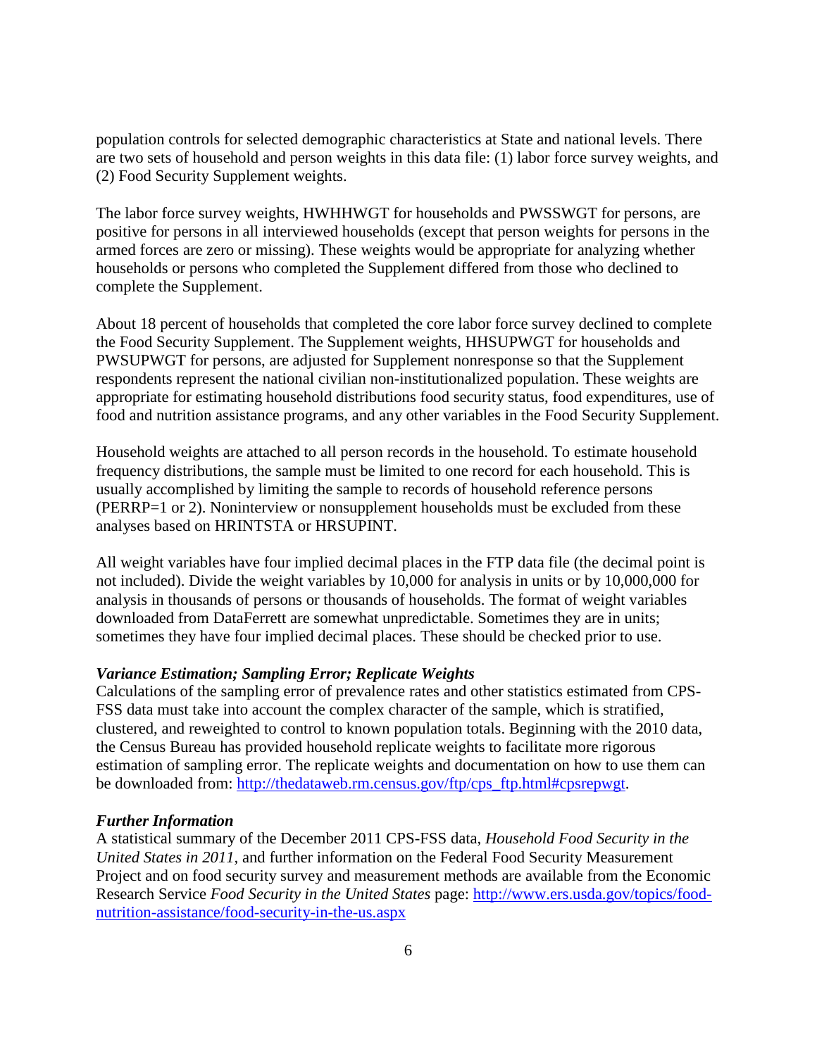population controls for selected demographic characteristics at State and national levels. There are two sets of household and person weights in this data file: (1) labor force survey weights, and (2) Food Security Supplement weights.

The labor force survey weights, HWHHWGT for households and PWSSWGT for persons, are positive for persons in all interviewed households (except that person weights for persons in the armed forces are zero or missing). These weights would be appropriate for analyzing whether households or persons who completed the Supplement differed from those who declined to complete the Supplement.

About 18 percent of households that completed the core labor force survey declined to complete the Food Security Supplement. The Supplement weights, HHSUPWGT for households and PWSUPWGT for persons, are adjusted for Supplement nonresponse so that the Supplement respondents represent the national civilian non-institutionalized population. These weights are appropriate for estimating household distributions food security status, food expenditures, use of food and nutrition assistance programs, and any other variables in the Food Security Supplement.

Household weights are attached to all person records in the household. To estimate household frequency distributions, the sample must be limited to one record for each household. This is usually accomplished by limiting the sample to records of household reference persons (PERRP=1 or 2). Noninterview or nonsupplement households must be excluded from these analyses based on HRINTSTA or HRSUPINT.

All weight variables have four implied decimal places in the FTP data file (the decimal point is not included). Divide the weight variables by 10,000 for analysis in units or by 10,000,000 for analysis in thousands of persons or thousands of households. The format of weight variables downloaded from DataFerrett are somewhat unpredictable. Sometimes they are in units; sometimes they have four implied decimal places. These should be checked prior to use.

***Variance Estimation; Sampling Error; Replicate Weights***

Calculations of the sampling error of prevalence rates and other statistics estimated from CPS-FSS data must take into account the complex character of the sample, which is stratified, clustered, and reweighted to control to known population totals. Beginning with the 2010 data, the Census Bureau has provided household replicate weights to facilitate more rigorous estimation of sampling error. The replicate weights and documentation on how to use them can be downloaded from: [http://thedataweb.rm.census.gov/ftp/cps_ftp.html#cpsrepwgt](http://thedataweb.rm.census.gov/ftp/cps_ftp.html#cpsrepwgt).

***Further Information***

A statistical summary of the December 2011 CPS-FSS data, *Household Food Security in the United States in 2011,* and further information on the Federal Food Security Measurement Project and on food security survey and measurement methods are available from the Economic Research Service *Food Security in the United States* page: [http://www.ers.usda.gov/topics/food-nutrition-assistance/food-security-in-the-us.aspx](http://www.ers.usda.gov/topics/food-nutrition-assistance/food-security-in-the-us.aspx)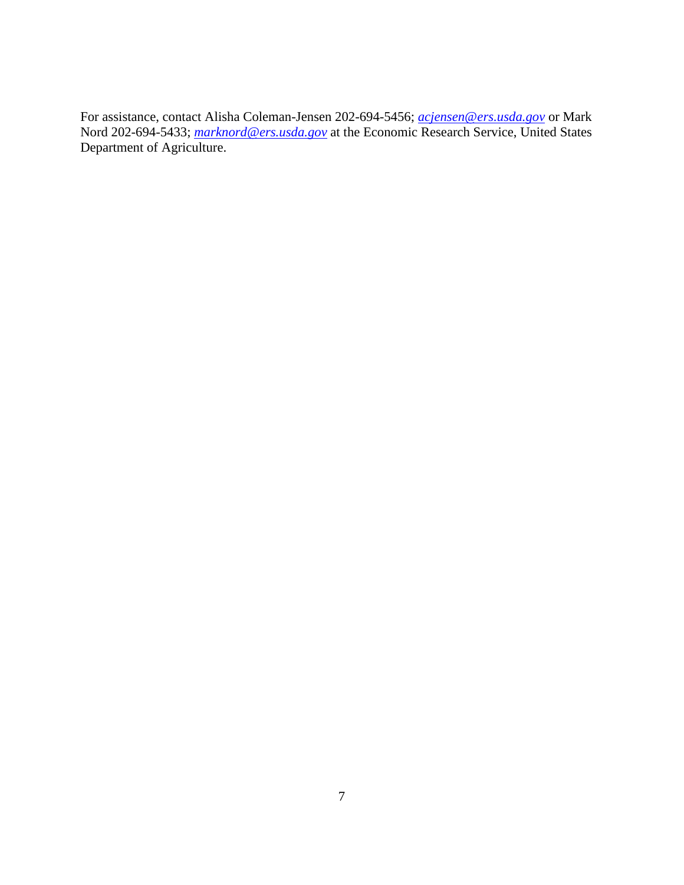For assistance, contact Alisha Coleman-Jensen 202-694-5456; *acjensen@ers.usda.gov* or Mark Nord 202-694-5433; *marknord@ers.usda.gov* at the Economic Research Service, United States Department of Agriculture.